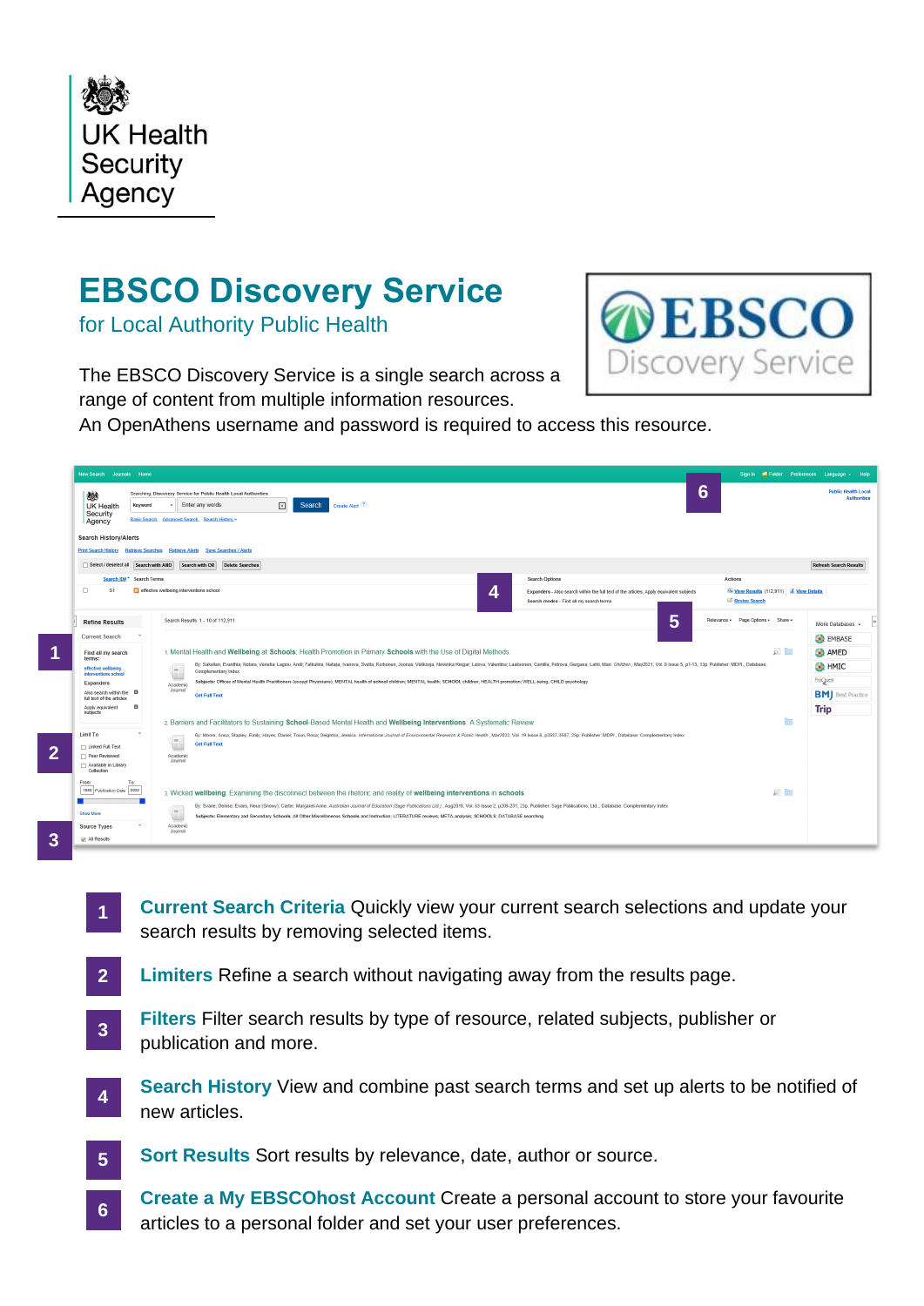UK Health Security Agency

# EBSCO Discovery Service

## for Local Authority Public Health

The EBSCO Discovery Service is a single search across a range of content from multiple information resources.
An OpenAthens username and password is required to access this resource.

1. **Current Search Criteria** Quickly view your current search selections and update your search results by removing selected items.

2. **Limiters** Refine a search without navigating away from the results page.

3. **Filters** Filter search results by type of resource, related subjects, publisher or publication and more.

4. **Search History** View and combine past search terms and set up alerts to be notified of new articles.

5. **Sort Results** Sort results by relevance, date, author or source.

6. **Create a My EBSCOhost Account** Create a personal account to store your favourite articles to a personal folder and set your user preferences.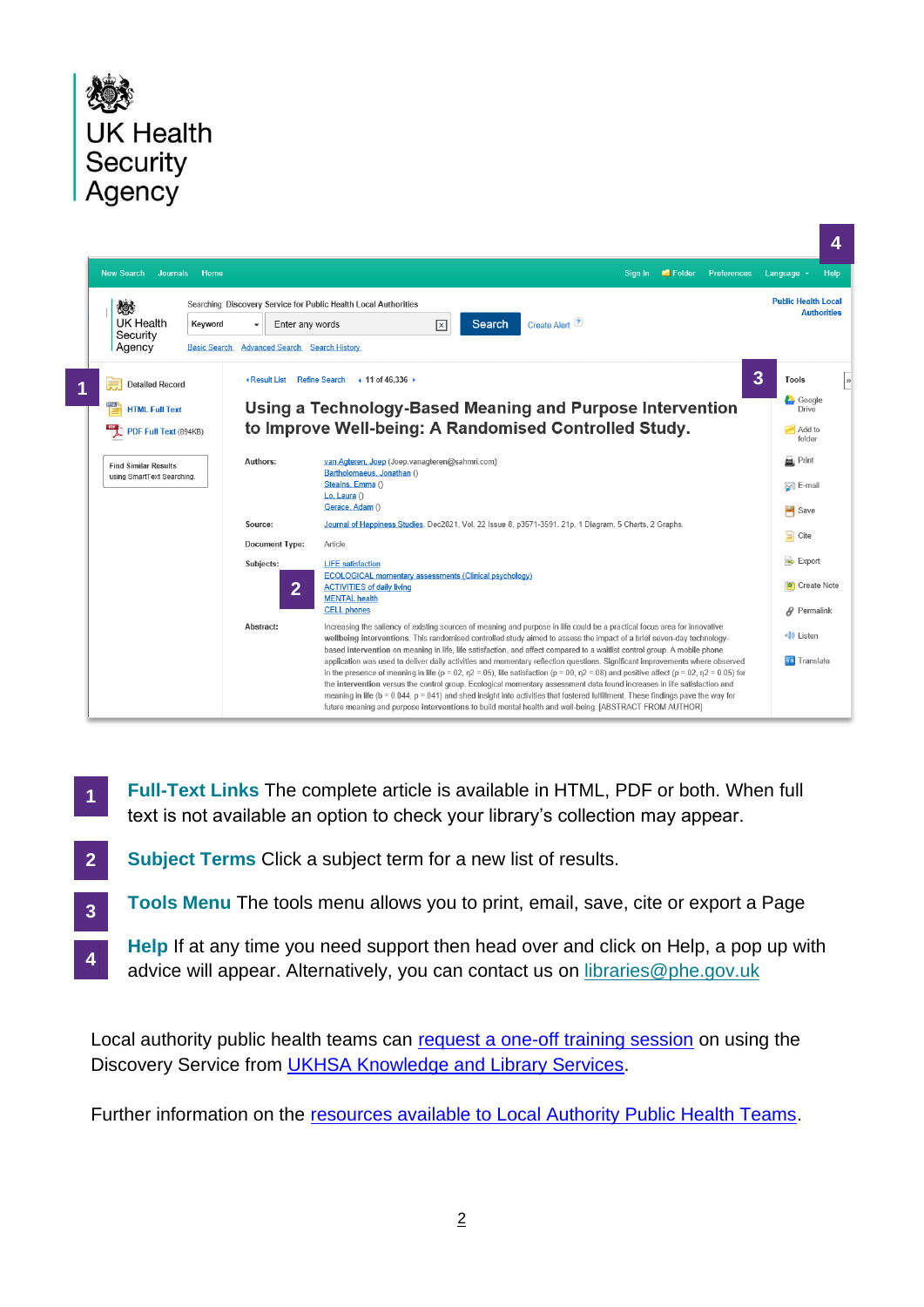UK Health Security Agency

**1** **Full-Text Links** The complete article is available in HTML, PDF or both. When full text is not available an option to check your library's collection may appear.

**2** **Subject Terms** Click a subject term for a new list of results.

**3** **Tools Menu** The tools menu allows you to print, email, save, cite or export a Page

**4** **Help** If at any time you need support then head over and click on Help, a pop up with advice will appear. Alternatively, you can contact us on libraries@phe.gov.uk

Local authority public health teams can request a one-off training session on using the Discovery Service from UKHSA Knowledge and Library Services.

Further information on the resources available to Local Authority Public Health Teams.